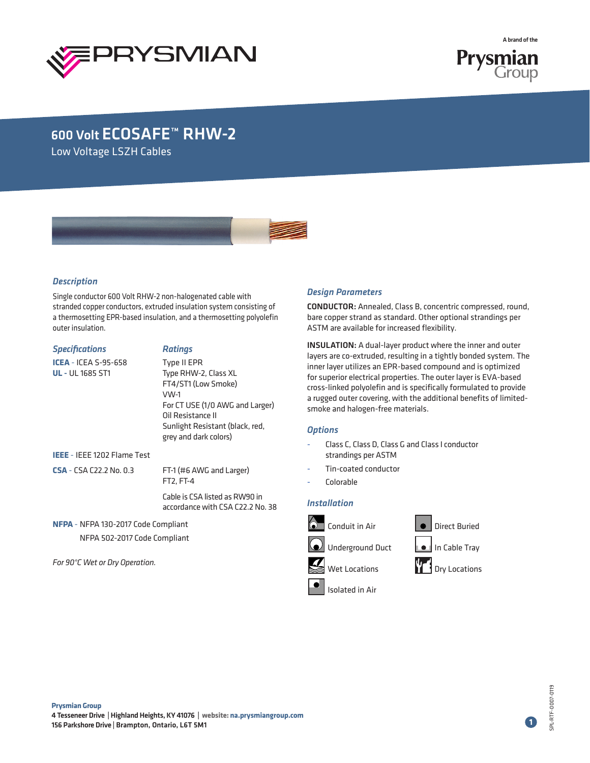# 600 Volt ECOSAFE™ RHW-2

Low Voltage LSZH Cables

### *Description*

Single conductor 600 Volt RHW-2 non-halogenated cable with stranded copper conductors, extruded insulation system consisting of a thermosetting EPR-based insulation, and a thermosetting polyolefin outer insulation.

| *Specifications* | *Ratings* |
|---|---|
| **ICEA** - ICEA S-95-658<br>**UL** - UL 1685 ST1 | Type II EPR<br>Type RHW-2, Class XL<br>FT4/ST1 (Low Smoke)<br>VW-1<br>For CT USE (1/0 AWG and Larger)<br>Oil Resistance II<br>Sunlight Resistant (black, red, grey and dark colors) |
| **IEEE** - IEEE 1202 Flame Test | |
| **CSA** - CSA C22.2 No. 0.3 | FT-1 (#6 AWG and Larger)<br>FT2, FT-4<br><br>Cable is CSA listed as RW90 in accordance with CSA C22.2 No. 38 |
| **NFPA** - NFPA 130-2017 Code Compliant<br>NFPA 502-2017 Code Compliant | |

*For 90°C Wet or Dry Operation.*

### *Design Parameters*

**CONDUCTOR:** Annealed, Class B, concentric compressed, round, bare copper strand as standard. Other optional strandings per ASTM are available for increased flexibility.

**INSULATION:** A dual-layer product where the inner and outer layers are co-extruded, resulting in a tightly bonded system. The inner layer utilizes an EPR-based compound and is optimized for superior electrical properties. The outer layer is EVA-based cross-linked polyolefin and is specifically formulated to provide a rugged outer covering, with the additional benefits of limited-smoke and halogen-free materials.

### *Options*

- Class C, Class D, Class G and Class I conductor strandings per ASTM
- Tin-coated conductor
- Colorable

### *Installation*

- Conduit in Air
- Direct Buried
- Underground Duct
- In Cable Tray
- Wet Locations
- Dry Locations
- Isolated in Air

**Prysmian Group**
**4 Tesseneer Drive** | **Highland Heights, KY 41076** | **website: na.prysmiangroup.com**
**156 Parkshore Drive** | **Brampton, Ontario, L6T 5M1**

SPL-RTF-0007-0119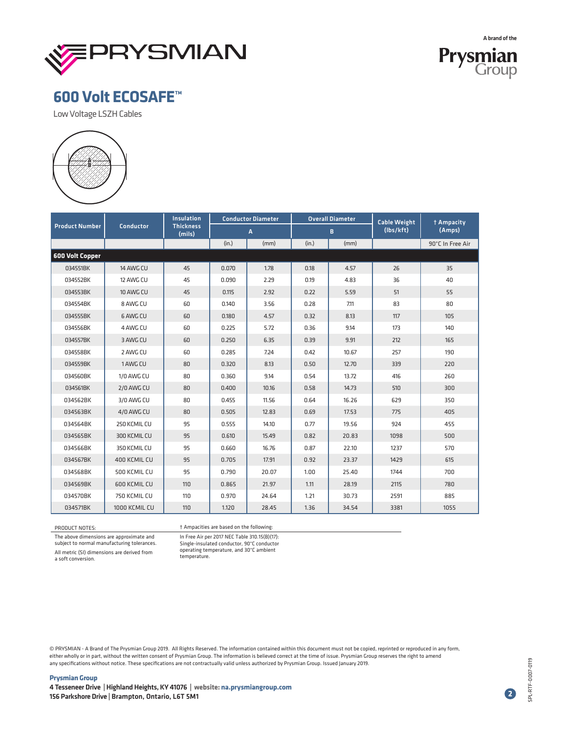# 600 Volt ECOSAFE™

Low Voltage LSZH Cables

| Product Number | Conductor | Insulation Thickness (mils) | Conductor Diameter A | | Overall Diameter B | | Cable Weight (lbs/kft) | † Ampacity (Amps) |
|---|---|---|---|---|---|---|---|---|
| | | | (in.) | (mm) | (in.) | (mm) | | 90°C In Free Air |
| **600 Volt Copper** | | | | | | | | |
| 034551BK | 14 AWG CU | 45 | 0.070 | 1.78 | 0.18 | 4.57 | 26 | 35 |
| 034552BK | 12 AWG CU | 45 | 0.090 | 2.29 | 0.19 | 4.83 | 36 | 40 |
| 034553BK | 10 AWG CU | 45 | 0.115 | 2.92 | 0.22 | 5.59 | 51 | 55 |
| 034554BK | 8 AWG CU | 60 | 0.140 | 3.56 | 0.28 | 7.11 | 83 | 80 |
| 034555BK | 6 AWG CU | 60 | 0.180 | 4.57 | 0.32 | 8.13 | 117 | 105 |
| 034556BK | 4 AWG CU | 60 | 0.225 | 5.72 | 0.36 | 9.14 | 173 | 140 |
| 034557BK | 3 AWG CU | 60 | 0.250 | 6.35 | 0.39 | 9.91 | 212 | 165 |
| 034558BK | 2 AWG CU | 60 | 0.285 | 7.24 | 0.42 | 10.67 | 257 | 190 |
| 034559BK | 1 AWG CU | 80 | 0.320 | 8.13 | 0.50 | 12.70 | 339 | 220 |
| 034560BK | 1/0 AWG CU | 80 | 0.360 | 9.14 | 0.54 | 13.72 | 416 | 260 |
| 034561BK | 2/0 AWG CU | 80 | 0.400 | 10.16 | 0.58 | 14.73 | 510 | 300 |
| 034562BK | 3/0 AWG CU | 80 | 0.455 | 11.56 | 0.64 | 16.26 | 629 | 350 |
| 034563BK | 4/0 AWG CU | 80 | 0.505 | 12.83 | 0.69 | 17.53 | 775 | 405 |
| 034564BK | 250 KCMIL CU | 95 | 0.555 | 14.10 | 0.77 | 19.56 | 924 | 455 |
| 034565BK | 300 KCMIL CU | 95 | 0.610 | 15.49 | 0.82 | 20.83 | 1098 | 500 |
| 034566BK | 350 KCMIL CU | 95 | 0.660 | 16.76 | 0.87 | 22.10 | 1237 | 570 |
| 034567BK | 400 KCMIL CU | 95 | 0.705 | 17.91 | 0.92 | 23.37 | 1429 | 615 |
| 034568BK | 500 KCMIL CU | 95 | 0.790 | 20.07 | 1.00 | 25.40 | 1744 | 700 |
| 034569BK | 600 KCMIL CU | 110 | 0.865 | 21.97 | 1.11 | 28.19 | 2115 | 780 |
| 034570BK | 750 KCMIL CU | 110 | 0.970 | 24.64 | 1.21 | 30.73 | 2591 | 885 |
| 034571BK | 1000 KCMIL CU | 110 | 1.120 | 28.45 | 1.36 | 34.54 | 3381 | 1055 |

PRODUCT NOTES:

The above dimensions are approximate and subject to normal manufacturing tolerances.

All metric (SI) dimensions are derived from a soft conversion.

† Ampacities are based on the following:

In Free Air per 2017 NEC Table 310.15(B)(17): Single-insulated conductor, 90°C conductor operating temperature, and 30°C ambient temperature.

© PRYSMIAN - A Brand of The Prysmian Group 2019. All Rights Reserved. The information contained within this document must not be copied, reprinted or reproduced in any form, either wholly or in part, without the written consent of Prysmian Group. The information is believed correct at the time of issue. Prysmian Group reserves the right to amend any specifications without notice. These specifications are not contractually valid unless authorized by Prysmian Group. Issued January 2019.

**Prysmian Group**

**4 Tesseneer Drive | Highland Heights, KY 41076 | website: na.prysmiangroup.com**

**156 Parkshore Drive | Brampton, Ontario, L6T 5M1**

SPL-RTF-0007-0119